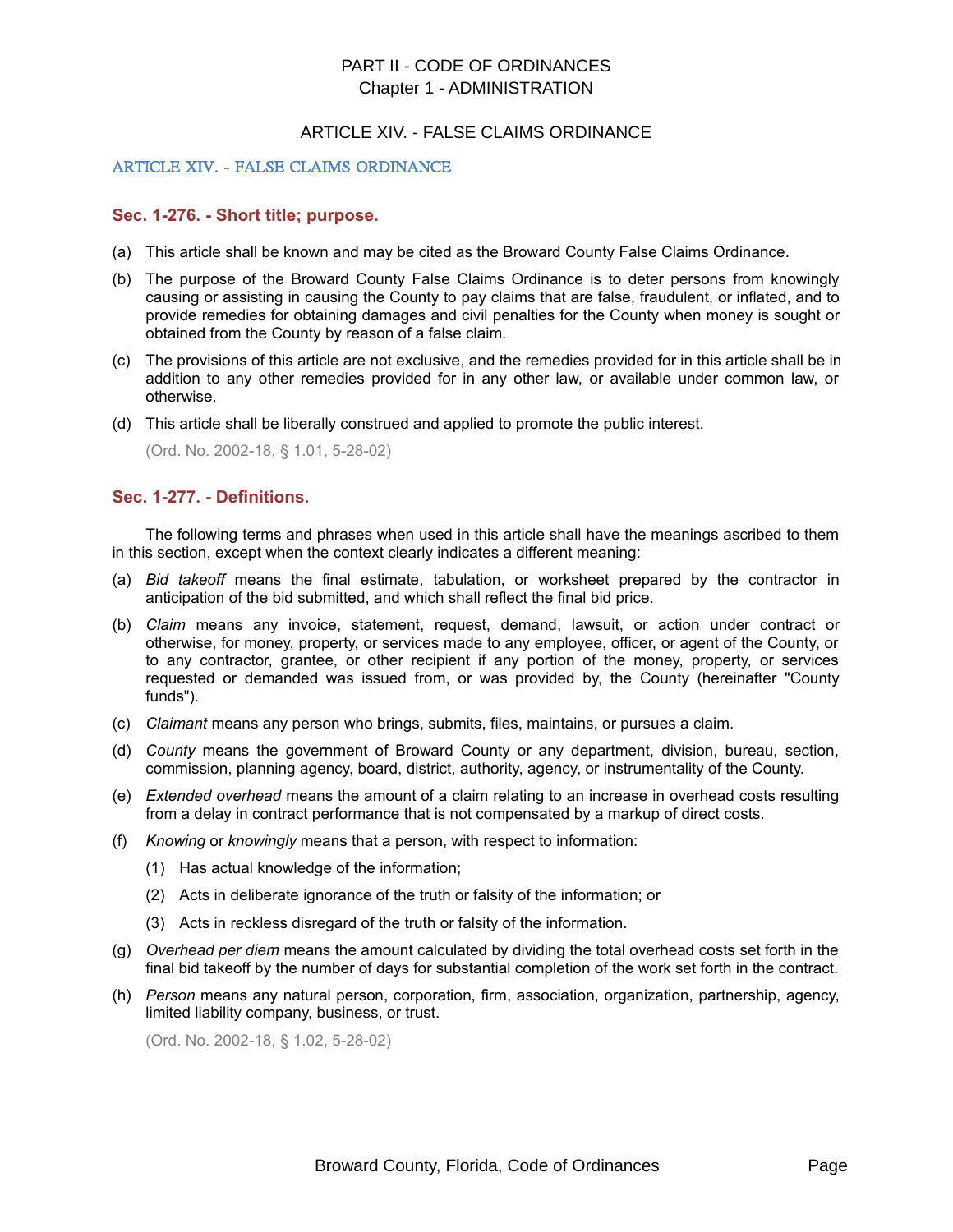PART II - CODE OF ORDINANCES
Chapter 1 - ADMINISTRATION

ARTICLE XIV. - FALSE CLAIMS ORDINANCE

# ARTICLE XIV. - FALSE CLAIMS ORDINANCE

## Sec. 1-276. - Short title; purpose.

(a) This article shall be known and may be cited as the Broward County False Claims Ordinance.

(b) The purpose of the Broward County False Claims Ordinance is to deter persons from knowingly causing or assisting in causing the County to pay claims that are false, fraudulent, or inflated, and to provide remedies for obtaining damages and civil penalties for the County when money is sought or obtained from the County by reason of a false claim.

(c) The provisions of this article are not exclusive, and the remedies provided for in this article shall be in addition to any other remedies provided for in any other law, or available under common law, or otherwise.

(d) This article shall be liberally construed and applied to promote the public interest.

(Ord. No. 2002-18, § 1.01, 5-28-02)

## Sec. 1-277. - Definitions.

The following terms and phrases when used in this article shall have the meanings ascribed to them in this section, except when the context clearly indicates a different meaning:

(a) *Bid takeoff* means the final estimate, tabulation, or worksheet prepared by the contractor in anticipation of the bid submitted, and which shall reflect the final bid price.

(b) *Claim* means any invoice, statement, request, demand, lawsuit, or action under contract or otherwise, for money, property, or services made to any employee, officer, or agent of the County, or to any contractor, grantee, or other recipient if any portion of the money, property, or services requested or demanded was issued from, or was provided by, the County (hereinafter "County funds").

(c) *Claimant* means any person who brings, submits, files, maintains, or pursues a claim.

(d) *County* means the government of Broward County or any department, division, bureau, section, commission, planning agency, board, district, authority, agency, or instrumentality of the County.

(e) *Extended overhead* means the amount of a claim relating to an increase in overhead costs resulting from a delay in contract performance that is not compensated by a markup of direct costs.

(f) *Knowing* or *knowingly* means that a person, with respect to information:

   (1) Has actual knowledge of the information;

   (2) Acts in deliberate ignorance of the truth or falsity of the information; or

   (3) Acts in reckless disregard of the truth or falsity of the information.

(g) *Overhead per diem* means the amount calculated by dividing the total overhead costs set forth in the final bid takeoff by the number of days for substantial completion of the work set forth in the contract.

(h) *Person* means any natural person, corporation, firm, association, organization, partnership, agency, limited liability company, business, or trust.

(Ord. No. 2002-18, § 1.02, 5-28-02)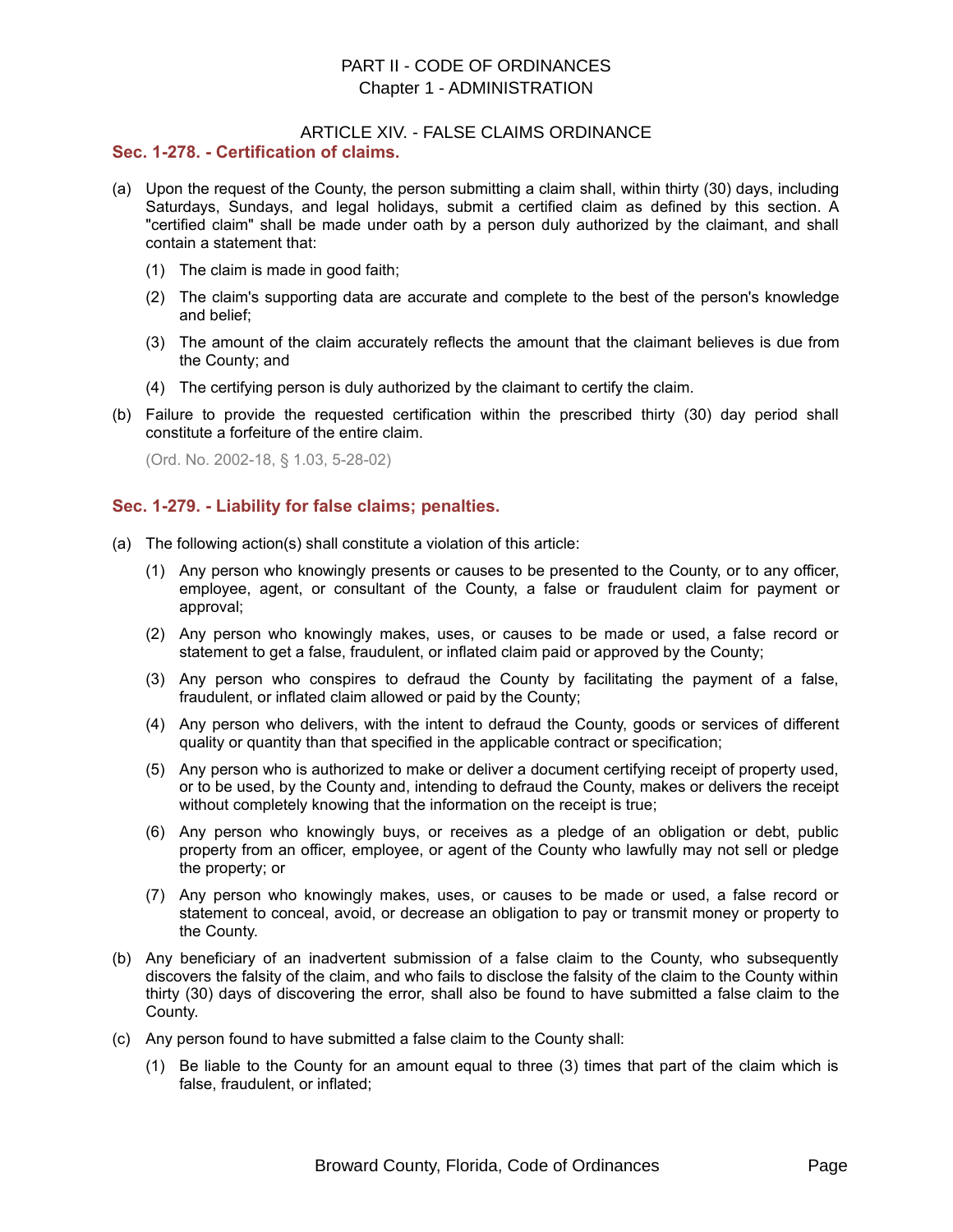PART II - CODE OF ORDINANCES
Chapter 1 - ADMINISTRATION

ARTICLE XIV. - FALSE CLAIMS ORDINANCE

### Sec. 1-278. - Certification of claims.

(a) Upon the request of the County, the person submitting a claim shall, within thirty (30) days, including Saturdays, Sundays, and legal holidays, submit a certified claim as defined by this section. A "certified claim" shall be made under oath by a person duly authorized by the claimant, and shall contain a statement that:

(1) The claim is made in good faith;

(2) The claim's supporting data are accurate and complete to the best of the person's knowledge and belief;

(3) The amount of the claim accurately reflects the amount that the claimant believes is due from the County; and

(4) The certifying person is duly authorized by the claimant to certify the claim.

(b) Failure to provide the requested certification within the prescribed thirty (30) day period shall constitute a forfeiture of the entire claim.

(Ord. No. 2002-18, § 1.03, 5-28-02)

### Sec. 1-279. - Liability for false claims; penalties.

(a) The following action(s) shall constitute a violation of this article:

(1) Any person who knowingly presents or causes to be presented to the County, or to any officer, employee, agent, or consultant of the County, a false or fraudulent claim for payment or approval;

(2) Any person who knowingly makes, uses, or causes to be made or used, a false record or statement to get a false, fraudulent, or inflated claim paid or approved by the County;

(3) Any person who conspires to defraud the County by facilitating the payment of a false, fraudulent, or inflated claim allowed or paid by the County;

(4) Any person who delivers, with the intent to defraud the County, goods or services of different quality or quantity than that specified in the applicable contract or specification;

(5) Any person who is authorized to make or deliver a document certifying receipt of property used, or to be used, by the County and, intending to defraud the County, makes or delivers the receipt without completely knowing that the information on the receipt is true;

(6) Any person who knowingly buys, or receives as a pledge of an obligation or debt, public property from an officer, employee, or agent of the County who lawfully may not sell or pledge the property; or

(7) Any person who knowingly makes, uses, or causes to be made or used, a false record or statement to conceal, avoid, or decrease an obligation to pay or transmit money or property to the County.

(b) Any beneficiary of an inadvertent submission of a false claim to the County, who subsequently discovers the falsity of the claim, and who fails to disclose the falsity of the claim to the County within thirty (30) days of discovering the error, shall also be found to have submitted a false claim to the County.

(c) Any person found to have submitted a false claim to the County shall:

(1) Be liable to the County for an amount equal to three (3) times that part of the claim which is false, fraudulent, or inflated;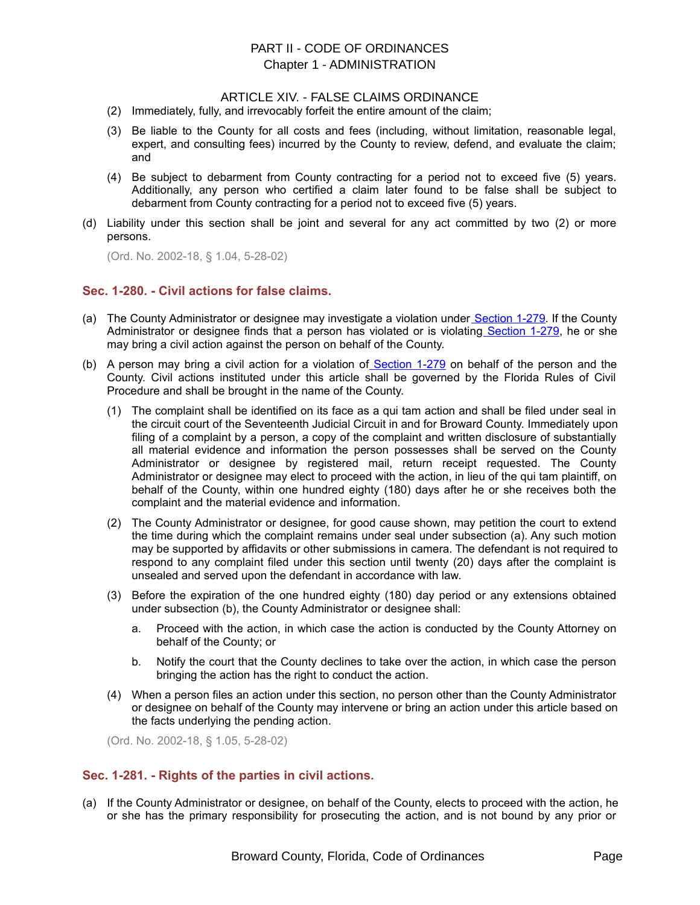(2) Immediately, fully, and irrevocably forfeit the entire amount of the claim;

(3) Be liable to the County for all costs and fees (including, without limitation, reasonable legal, expert, and consulting fees) incurred by the County to review, defend, and evaluate the claim; and

(4) Be subject to debarment from County contracting for a period not to exceed five (5) years. Additionally, any person who certified a claim later found to be false shall be subject to debarment from County contracting for a period not to exceed five (5) years.

(d) Liability under this section shall be joint and several for any act committed by two (2) or more persons.

(Ord. No. 2002-18, § 1.04, 5-28-02)

### Sec. 1-280. - Civil actions for false claims.

(a) The County Administrator or designee may investigate a violation under Section 1-279. If the County Administrator or designee finds that a person has violated or is violating Section 1-279, he or she may bring a civil action against the person on behalf of the County.

(b) A person may bring a civil action for a violation of Section 1-279 on behalf of the person and the County. Civil actions instituted under this article shall be governed by the Florida Rules of Civil Procedure and shall be brought in the name of the County.

(1) The complaint shall be identified on its face as a qui tam action and shall be filed under seal in the circuit court of the Seventeenth Judicial Circuit in and for Broward County. Immediately upon filing of a complaint by a person, a copy of the complaint and written disclosure of substantially all material evidence and information the person possesses shall be served on the County Administrator or designee by registered mail, return receipt requested. The County Administrator or designee may elect to proceed with the action, in lieu of the qui tam plaintiff, on behalf of the County, within one hundred eighty (180) days after he or she receives both the complaint and the material evidence and information.

(2) The County Administrator or designee, for good cause shown, may petition the court to extend the time during which the complaint remains under seal under subsection (a). Any such motion may be supported by affidavits or other submissions in camera. The defendant is not required to respond to any complaint filed under this section until twenty (20) days after the complaint is unsealed and served upon the defendant in accordance with law.

(3) Before the expiration of the one hundred eighty (180) day period or any extensions obtained under subsection (b), the County Administrator or designee shall:

a. Proceed with the action, in which case the action is conducted by the County Attorney on behalf of the County; or

b. Notify the court that the County declines to take over the action, in which case the person bringing the action has the right to conduct the action.

(4) When a person files an action under this section, no person other than the County Administrator or designee on behalf of the County may intervene or bring an action under this article based on the facts underlying the pending action.

(Ord. No. 2002-18, § 1.05, 5-28-02)

### Sec. 1-281. - Rights of the parties in civil actions.

(a) If the County Administrator or designee, on behalf of the County, elects to proceed with the action, he or she has the primary responsibility for prosecuting the action, and is not bound by any prior or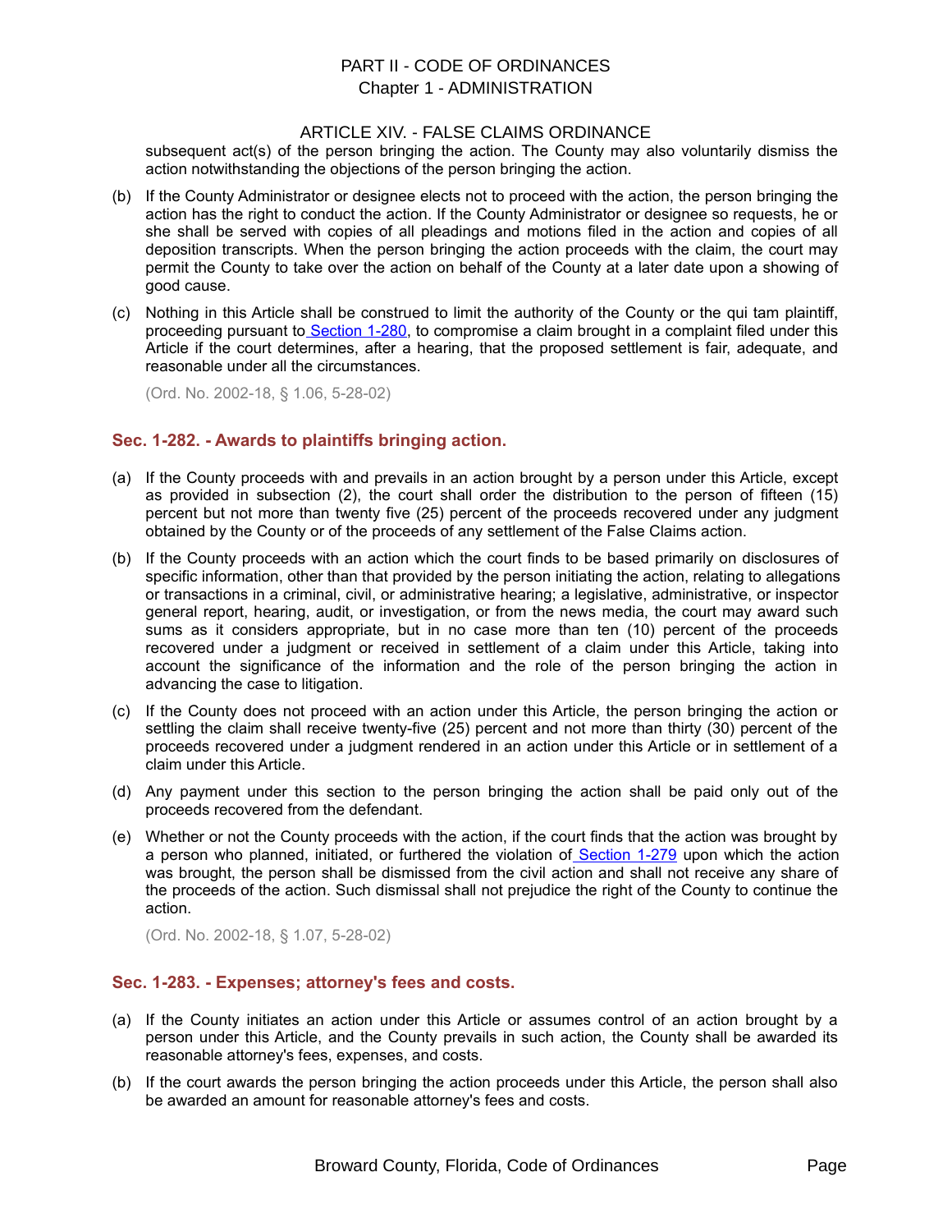subsequent act(s) of the person bringing the action. The County may also voluntarily dismiss the action notwithstanding the objections of the person bringing the action.

(b) If the County Administrator or designee elects not to proceed with the action, the person bringing the action has the right to conduct the action. If the County Administrator or designee so requests, he or she shall be served with copies of all pleadings and motions filed in the action and copies of all deposition transcripts. When the person bringing the action proceeds with the claim, the court may permit the County to take over the action on behalf of the County at a later date upon a showing of good cause.

(c) Nothing in this Article shall be construed to limit the authority of the County or the qui tam plaintiff, proceeding pursuant to Section 1-280, to compromise a claim brought in a complaint filed under this Article if the court determines, after a hearing, that the proposed settlement is fair, adequate, and reasonable under all the circumstances.

(Ord. No. 2002-18, § 1.06, 5-28-02)

### Sec. 1-282. - Awards to plaintiffs bringing action.

(a) If the County proceeds with and prevails in an action brought by a person under this Article, except as provided in subsection (2), the court shall order the distribution to the person of fifteen (15) percent but not more than twenty five (25) percent of the proceeds recovered under any judgment obtained by the County or of the proceeds of any settlement of the False Claims action.

(b) If the County proceeds with an action which the court finds to be based primarily on disclosures of specific information, other than that provided by the person initiating the action, relating to allegations or transactions in a criminal, civil, or administrative hearing; a legislative, administrative, or inspector general report, hearing, audit, or investigation, or from the news media, the court may award such sums as it considers appropriate, but in no case more than ten (10) percent of the proceeds recovered under a judgment or received in settlement of a claim under this Article, taking into account the significance of the information and the role of the person bringing the action in advancing the case to litigation.

(c) If the County does not proceed with an action under this Article, the person bringing the action or settling the claim shall receive twenty-five (25) percent and not more than thirty (30) percent of the proceeds recovered under a judgment rendered in an action under this Article or in settlement of a claim under this Article.

(d) Any payment under this section to the person bringing the action shall be paid only out of the proceeds recovered from the defendant.

(e) Whether or not the County proceeds with the action, if the court finds that the action was brought by a person who planned, initiated, or furthered the violation of Section 1-279 upon which the action was brought, the person shall be dismissed from the civil action and shall not receive any share of the proceeds of the action. Such dismissal shall not prejudice the right of the County to continue the action.

(Ord. No. 2002-18, § 1.07, 5-28-02)

### Sec. 1-283. - Expenses; attorney's fees and costs.

(a) If the County initiates an action under this Article or assumes control of an action brought by a person under this Article, and the County prevails in such action, the County shall be awarded its reasonable attorney's fees, expenses, and costs.

(b) If the court awards the person bringing the action proceeds under this Article, the person shall also be awarded an amount for reasonable attorney's fees and costs.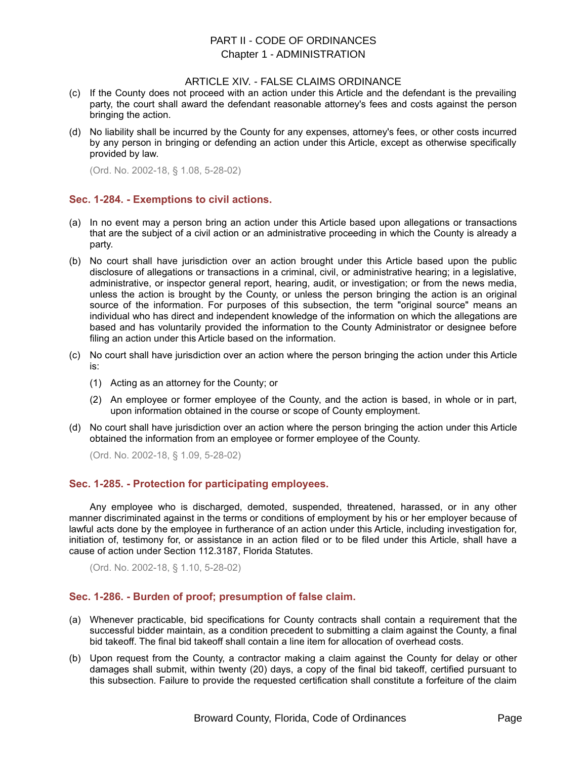(c) If the County does not proceed with an action under this Article and the defendant is the prevailing party, the court shall award the defendant reasonable attorney's fees and costs against the person bringing the action.

(d) No liability shall be incurred by the County for any expenses, attorney's fees, or other costs incurred by any person in bringing or defending an action under this Article, except as otherwise specifically provided by law.

(Ord. No. 2002-18, § 1.08, 5-28-02)

### Sec. 1-284. - Exemptions to civil actions.

(a) In no event may a person bring an action under this Article based upon allegations or transactions that are the subject of a civil action or an administrative proceeding in which the County is already a party.

(b) No court shall have jurisdiction over an action brought under this Article based upon the public disclosure of allegations or transactions in a criminal, civil, or administrative hearing; in a legislative, administrative, or inspector general report, hearing, audit, or investigation; or from the news media, unless the action is brought by the County, or unless the person bringing the action is an original source of the information. For purposes of this subsection, the term "original source" means an individual who has direct and independent knowledge of the information on which the allegations are based and has voluntarily provided the information to the County Administrator or designee before filing an action under this Article based on the information.

(c) No court shall have jurisdiction over an action where the person bringing the action under this Article is:

(1) Acting as an attorney for the County; or

(2) An employee or former employee of the County, and the action is based, in whole or in part, upon information obtained in the course or scope of County employment.

(d) No court shall have jurisdiction over an action where the person bringing the action under this Article obtained the information from an employee or former employee of the County.

(Ord. No. 2002-18, § 1.09, 5-28-02)

### Sec. 1-285. - Protection for participating employees.

Any employee who is discharged, demoted, suspended, threatened, harassed, or in any other manner discriminated against in the terms or conditions of employment by his or her employer because of lawful acts done by the employee in furtherance of an action under this Article, including investigation for, initiation of, testimony for, or assistance in an action filed or to be filed under this Article, shall have a cause of action under Section 112.3187, Florida Statutes.

(Ord. No. 2002-18, § 1.10, 5-28-02)

### Sec. 1-286. - Burden of proof; presumption of false claim.

(a) Whenever practicable, bid specifications for County contracts shall contain a requirement that the successful bidder maintain, as a condition precedent to submitting a claim against the County, a final bid takeoff. The final bid takeoff shall contain a line item for allocation of overhead costs.

(b) Upon request from the County, a contractor making a claim against the County for delay or other damages shall submit, within twenty (20) days, a copy of the final bid takeoff, certified pursuant to this subsection. Failure to provide the requested certification shall constitute a forfeiture of the claim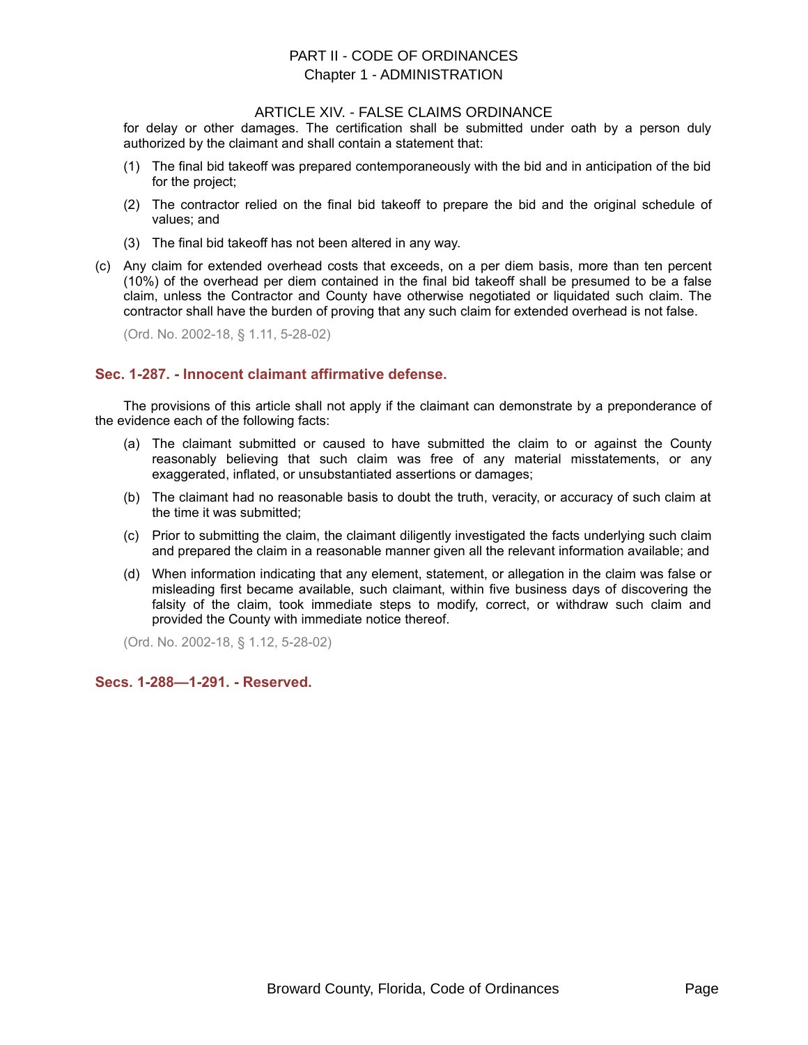for delay or other damages. The certification shall be submitted under oath by a person duly authorized by the claimant and shall contain a statement that:

(1) The final bid takeoff was prepared contemporaneously with the bid and in anticipation of the bid for the project;

(2) The contractor relied on the final bid takeoff to prepare the bid and the original schedule of values; and

(3) The final bid takeoff has not been altered in any way.

(c) Any claim for extended overhead costs that exceeds, on a per diem basis, more than ten percent (10%) of the overhead per diem contained in the final bid takeoff shall be presumed to be a false claim, unless the Contractor and County have otherwise negotiated or liquidated such claim. The contractor shall have the burden of proving that any such claim for extended overhead is not false.

(Ord. No. 2002-18, § 1.11, 5-28-02)

### Sec. 1-287. - Innocent claimant affirmative defense.

The provisions of this article shall not apply if the claimant can demonstrate by a preponderance of the evidence each of the following facts:

(a) The claimant submitted or caused to have submitted the claim to or against the County reasonably believing that such claim was free of any material misstatements, or any exaggerated, inflated, or unsubstantiated assertions or damages;

(b) The claimant had no reasonable basis to doubt the truth, veracity, or accuracy of such claim at the time it was submitted;

(c) Prior to submitting the claim, the claimant diligently investigated the facts underlying such claim and prepared the claim in a reasonable manner given all the relevant information available; and

(d) When information indicating that any element, statement, or allegation in the claim was false or misleading first became available, such claimant, within five business days of discovering the falsity of the claim, took immediate steps to modify, correct, or withdraw such claim and provided the County with immediate notice thereof.

(Ord. No. 2002-18, § 1.12, 5-28-02)

### Secs. 1-288—1-291. - Reserved.